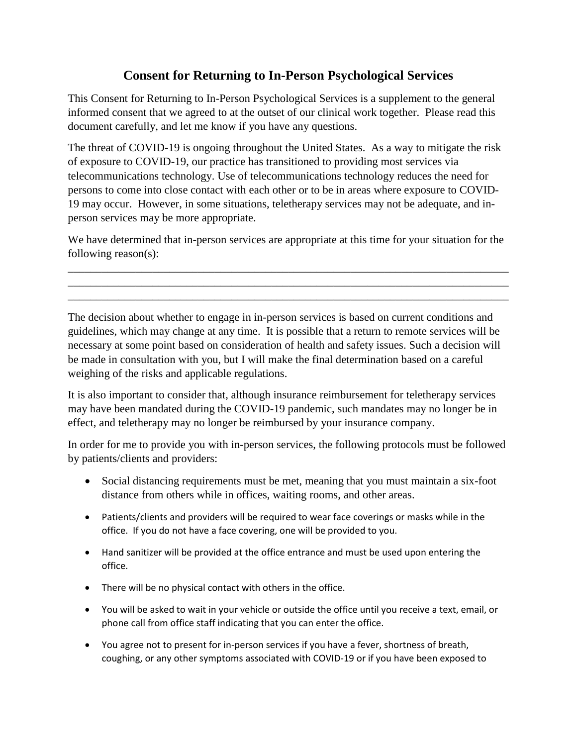# Consent for Returning to In-Person Psychological Services

This Consent for Returning to In-Person Psychological Services is a supplement to the general informed consent that we agreed to at the outset of our clinical work together. Please read this document carefully, and let me know if you have any questions.

The threat of COVID-19 is ongoing throughout the United States. As a way to mitigate the risk of exposure to COVID-19, our practice has transitioned to providing most services via telecommunications technology. Use of telecommunications technology reduces the need for persons to come into close contact with each other or to be in areas where exposure to COVID-19 may occur. However, in some situations, teletherapy services may not be adequate, and in-person services may be more appropriate.

We have determined that in-person services are appropriate at this time for your situation for the following reason(s):

________________________________________________________________________________
________________________________________________________________________________
________________________________________________________________________________

The decision about whether to engage in in-person services is based on current conditions and guidelines, which may change at any time. It is possible that a return to remote services will be necessary at some point based on consideration of health and safety issues. Such a decision will be made in consultation with you, but I will make the final determination based on a careful weighing of the risks and applicable regulations.

It is also important to consider that, although insurance reimbursement for teletherapy services may have been mandated during the COVID-19 pandemic, such mandates may no longer be in effect, and teletherapy may no longer be reimbursed by your insurance company.

In order for me to provide you with in-person services, the following protocols must be followed by patients/clients and providers:

- Social distancing requirements must be met, meaning that you must maintain a six-foot distance from others while in offices, waiting rooms, and other areas.
- Patients/clients and providers will be required to wear face coverings or masks while in the office. If you do not have a face covering, one will be provided to you.
- Hand sanitizer will be provided at the office entrance and must be used upon entering the office.
- There will be no physical contact with others in the office.
- You will be asked to wait in your vehicle or outside the office until you receive a text, email, or phone call from office staff indicating that you can enter the office.
- You agree not to present for in-person services if you have a fever, shortness of breath, coughing, or any other symptoms associated with COVID-19 or if you have been exposed to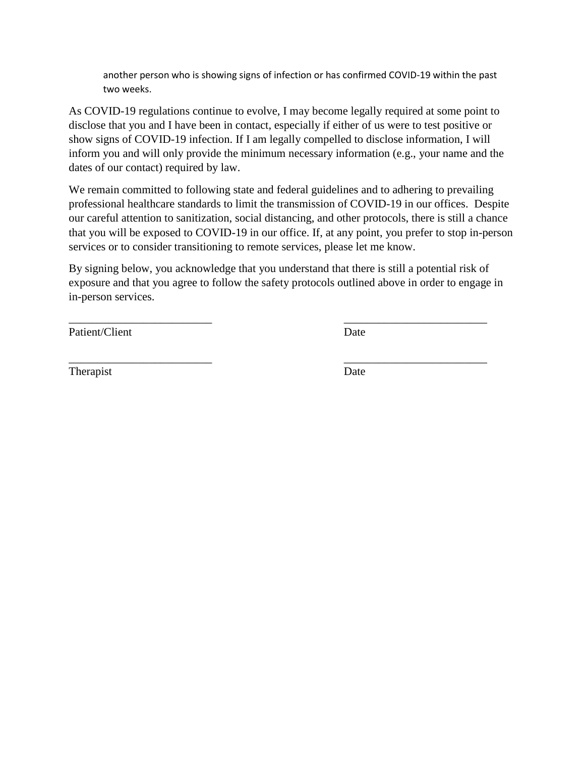another person who is showing signs of infection or has confirmed COVID-19 within the past two weeks.

As COVID-19 regulations continue to evolve, I may become legally required at some point to disclose that you and I have been in contact, especially if either of us were to test positive or show signs of COVID-19 infection. If I am legally compelled to disclose information, I will inform you and will only provide the minimum necessary information (e.g., your name and the dates of our contact) required by law.

We remain committed to following state and federal guidelines and to adhering to prevailing professional healthcare standards to limit the transmission of COVID-19 in our offices. Despite our careful attention to sanitization, social distancing, and other protocols, there is still a chance that you will be exposed to COVID-19 in our office. If, at any point, you prefer to stop in-person services or to consider transitioning to remote services, please let me know.

By signing below, you acknowledge that you understand that there is still a potential risk of exposure and that you agree to follow the safety protocols outlined above in order to engage in in-person services.

_________________________ _________________________
Patient/Client Date

_________________________ _________________________
Therapist Date